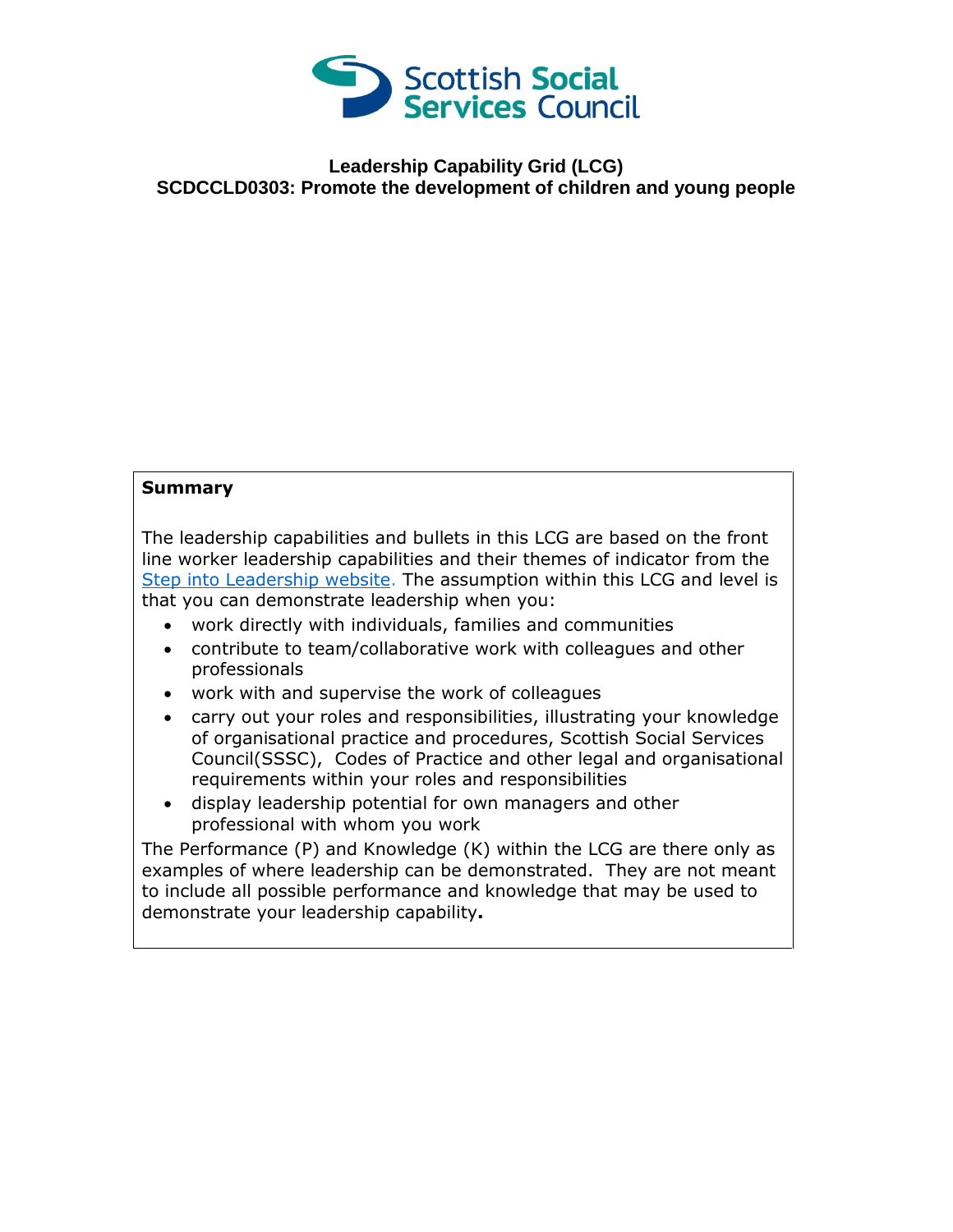Scottish Social Services Council

# Leadership Capability Grid (LCG)
## SCDCCLD0303: Promote the development of children and young people

**Summary**

The leadership capabilities and bullets in this LCG are based on the front line worker leadership capabilities and their themes of indicator from the Step into Leadership website. The assumption within this LCG and level is that you can demonstrate leadership when you:

- work directly with individuals, families and communities
- contribute to team/collaborative work with colleagues and other professionals
- work with and supervise the work of colleagues
- carry out your roles and responsibilities, illustrating your knowledge of organisational practice and procedures, Scottish Social Services Council(SSSC), Codes of Practice and other legal and organisational requirements within your roles and responsibilities
- display leadership potential for own managers and other professional with whom you work

The Performance (P) and Knowledge (K) within the LCG are there only as examples of where leadership can be demonstrated. They are not meant to include all possible performance and knowledge that may be used to demonstrate your leadership capability**.**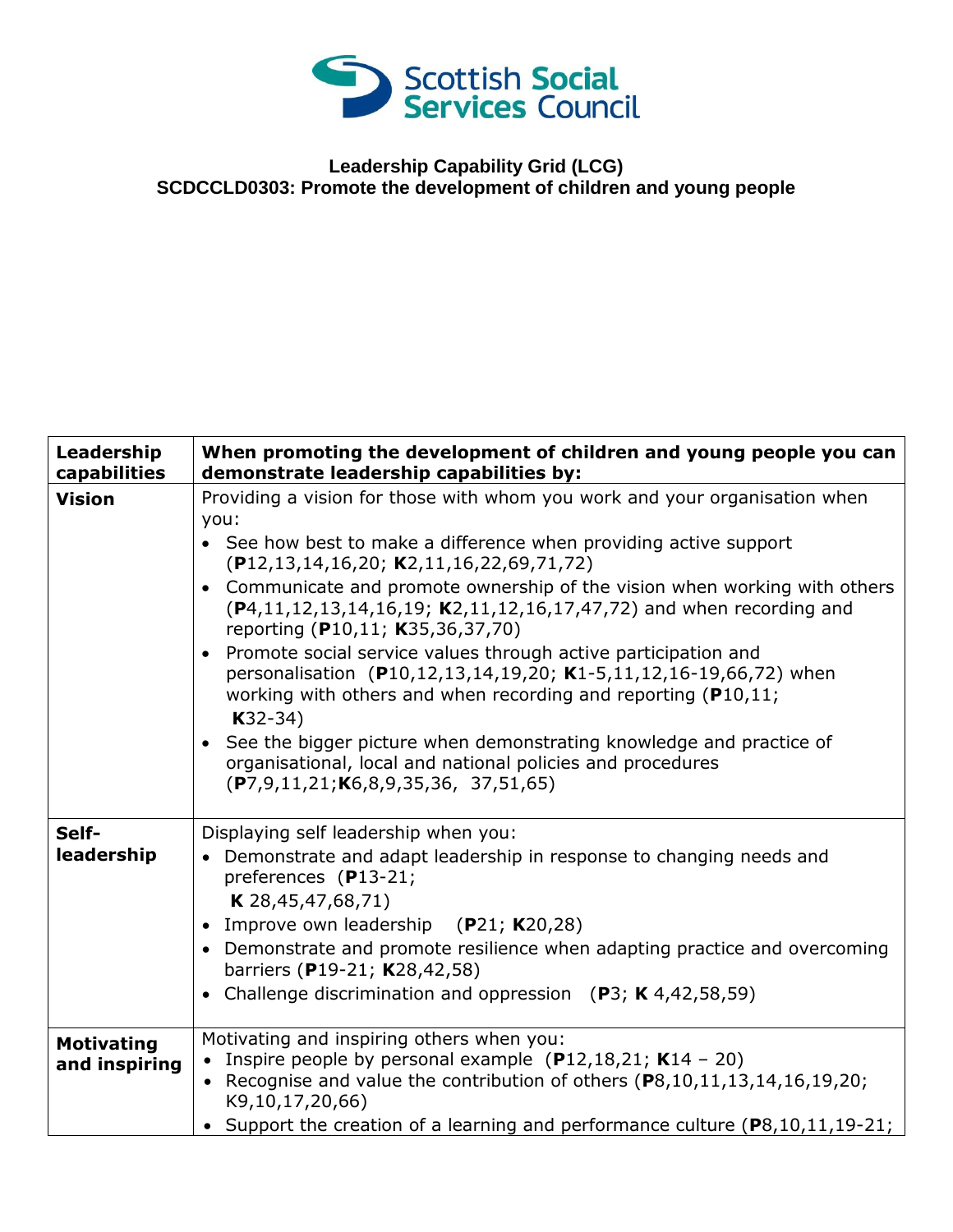**Leadership Capability Grid (LCG)**
**SCDCCLD0303: Promote the development of children and young people**

| Leadership capabilities | When promoting the development of children and young people you can demonstrate leadership capabilities by: |
|---|---|
| **Vision** | Providing a vision for those with whom you work and your organisation when you:<br>• See how best to make a difference when providing active support (**P**12,13,14,16,20; **K**2,11,16,22,69,71,72)<br>• Communicate and promote ownership of the vision when working with others (**P**4,11,12,13,14,16,19; **K**2,11,12,16,17,47,72) and when recording and reporting (**P**10,11; **K**35,36,37,70)<br>• Promote social service values through active participation and personalisation (**P**10,12,13,14,19,20; **K**1-5,11,12,16-19,66,72) when working with others and when recording and reporting (**P**10,11; **K**32-34)<br>• See the bigger picture when demonstrating knowledge and practice of organisational, local and national policies and procedures (**P**7,9,11,21;**K**6,8,9,35,36, 37,51,65) |
| **Self-leadership** | Displaying self leadership when you:<br>• Demonstrate and adapt leadership in response to changing needs and preferences (**P**13-21; **K** 28,45,47,68,71)<br>• Improve own leadership (**P**21; **K**20,28)<br>• Demonstrate and promote resilience when adapting practice and overcoming barriers (**P**19-21; **K**28,42,58)<br>• Challenge discrimination and oppression (**P**3; **K** 4,42,58,59) |
| **Motivating and inspiring** | Motivating and inspiring others when you:<br>• Inspire people by personal example (**P**12,18,21; **K**14 – 20)<br>• Recognise and value the contribution of others (**P**8,10,11,13,14,16,19,20; K9,10,17,20,66)<br>• Support the creation of a learning and performance culture (**P**8,10,11,19-21; |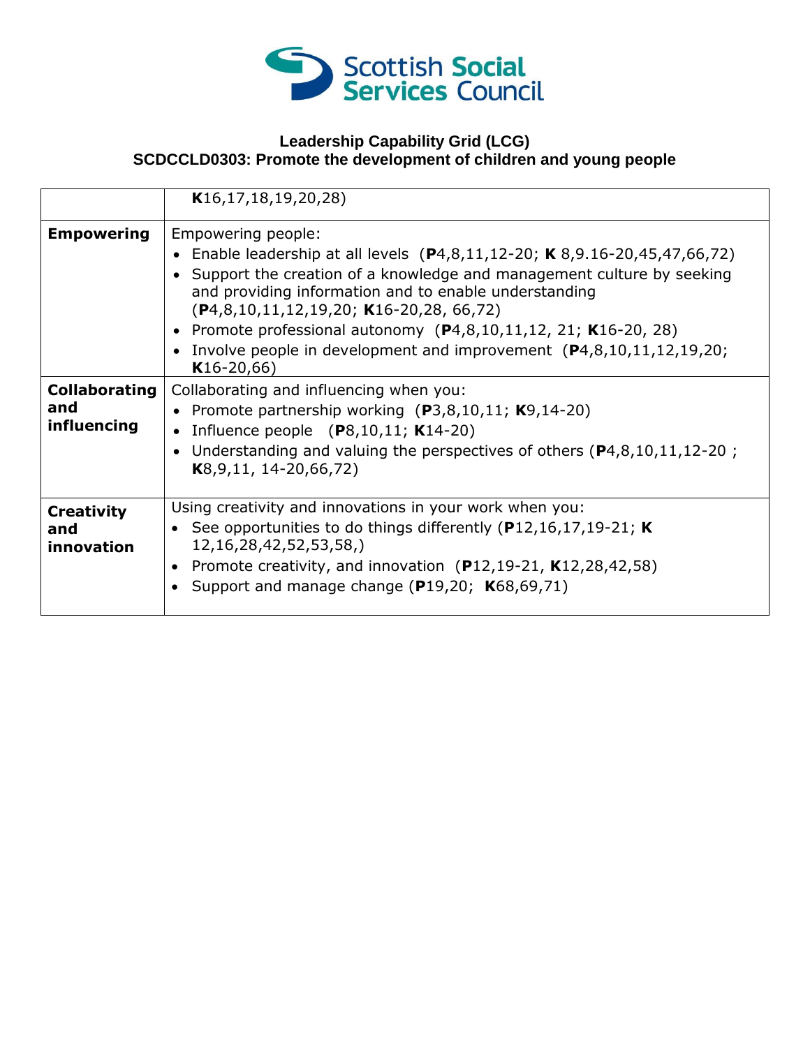**Leadership Capability Grid (LCG)**
**SCDCCLD0303: Promote the development of children and young people**

| | |
|---|---|
| | **K**16,17,18,19,20,28) |
| **Empowering** | Empowering people:<br>• Enable leadership at all levels (**P**4,8,11,12-20; **K** 8,9.16-20,45,47,66,72)<br>• Support the creation of a knowledge and management culture by seeking and providing information and to enable understanding (**P**4,8,10,11,12,19,20; **K**16-20,28, 66,72)<br>• Promote professional autonomy (**P**4,8,10,11,12, 21; **K**16-20, 28)<br>• Involve people in development and improvement (**P**4,8,10,11,12,19,20; **K**16-20,66) |
| **Collaborating and influencing** | Collaborating and influencing when you:<br>• Promote partnership working (**P**3,8,10,11; **K**9,14-20)<br>• Influence people (**P**8,10,11; **K**14-20)<br>• Understanding and valuing the perspectives of others (**P**4,8,10,11,12-20 ; **K**8,9,11, 14-20,66,72) |
| **Creativity and innovation** | Using creativity and innovations in your work when you:<br>• See opportunities to do things differently (**P**12,16,17,19-21; **K** 12,16,28,42,52,53,58,)<br>• Promote creativity, and innovation (**P**12,19-21, **K**12,28,42,58)<br>• Support and manage change (**P**19,20; **K**68,69,71) |